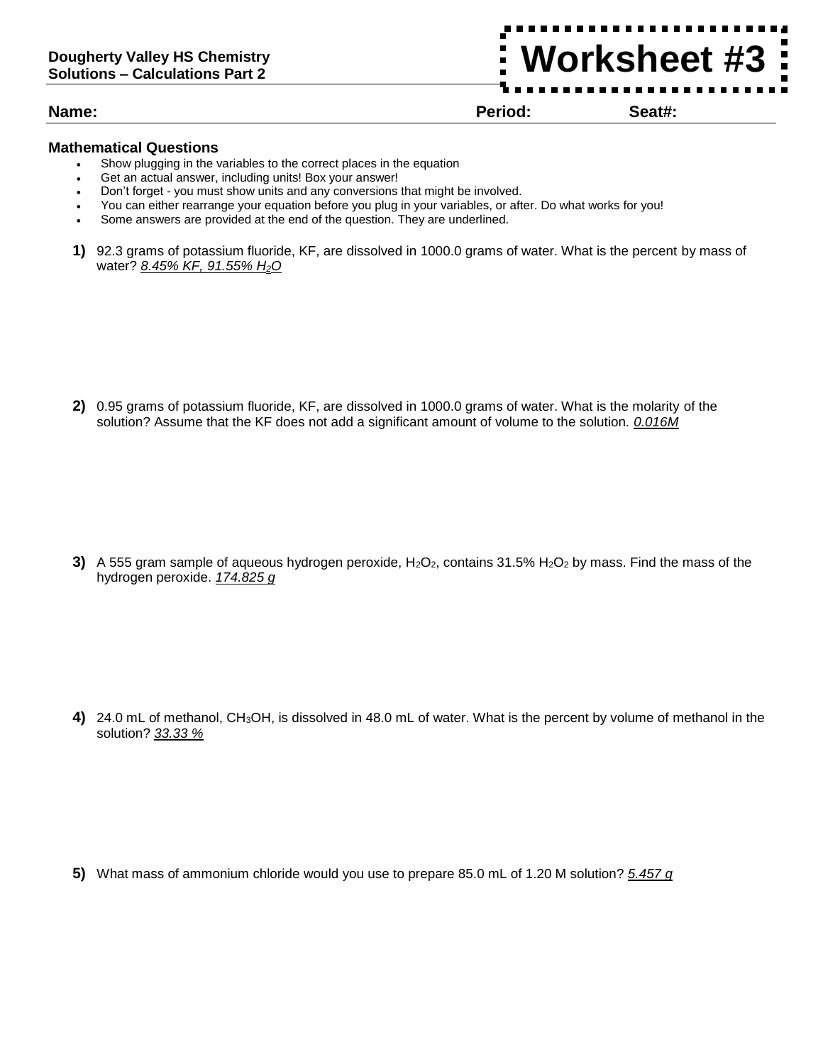**Dougherty Valley HS Chemistry**
**Solutions – Calculations Part 2**

# Worksheet #3

**Name:** **Period:** **Seat#:**

### Mathematical Questions

- Show plugging in the variables to the correct places in the equation
- Get an actual answer, including units! Box your answer!
- Don't forget - you must show units and any conversions that might be involved.
- You can either rearrange your equation before you plug in your variables, or after. Do what works for you!
- Some answers are provided at the end of the question. They are underlined.

**1)** 92.3 grams of potassium fluoride, KF, are dissolved in 1000.0 grams of water. What is the percent by mass of water? *8.45% KF, 91.55% $H_2O$*

**2)** 0.95 grams of potassium fluoride, KF, are dissolved in 1000.0 grams of water. What is the molarity of the solution? Assume that the KF does not add a significant amount of volume to the solution. *0.016M*

**3)** A 555 gram sample of aqueous hydrogen peroxide, $H_2O_2$, contains 31.5% $H_2O_2$ by mass. Find the mass of the hydrogen peroxide. *174.825 g*

**4)** 24.0 mL of methanol, $CH_3OH$, is dissolved in 48.0 mL of water. What is the percent by volume of methanol in the solution? *33.33 %*

**5)** What mass of ammonium chloride would you use to prepare 85.0 mL of 1.20 M solution? *5.457 g*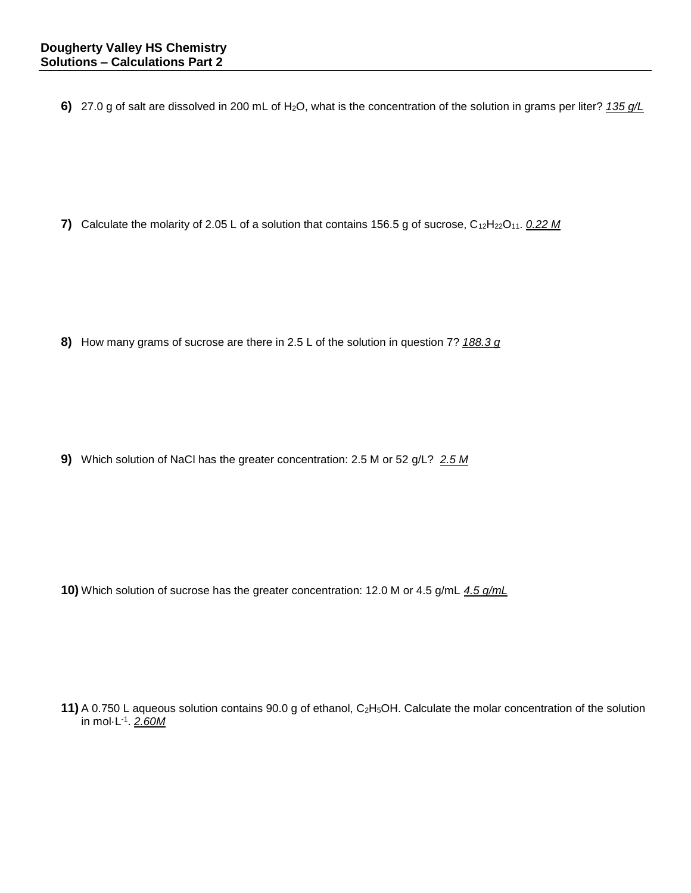**Dougherty Valley HS Chemistry**
**Solutions – Calculations Part 2**

**6)** 27.0 g of salt are dissolved in 200 mL of $H_2O$, what is the concentration of the solution in grams per liter? *135 g/L*

**7)** Calculate the molarity of 2.05 L of a solution that contains 156.5 g of sucrose, $C_{12}H_{22}O_{11}$. *0.22 M*

**8)** How many grams of sucrose are there in 2.5 L of the solution in question 7? *188.3 g*

**9)** Which solution of NaCl has the greater concentration: 2.5 M or 52 g/L? *2.5 M*

**10)** Which solution of sucrose has the greater concentration: 12.0 M or 4.5 g/mL *4.5 g/mL*

**11)** A 0.750 L aqueous solution contains 90.0 g of ethanol, $C_2H_5OH$. Calculate the molar concentration of the solution in $mol \cdot L^{-1}$. *2.60M*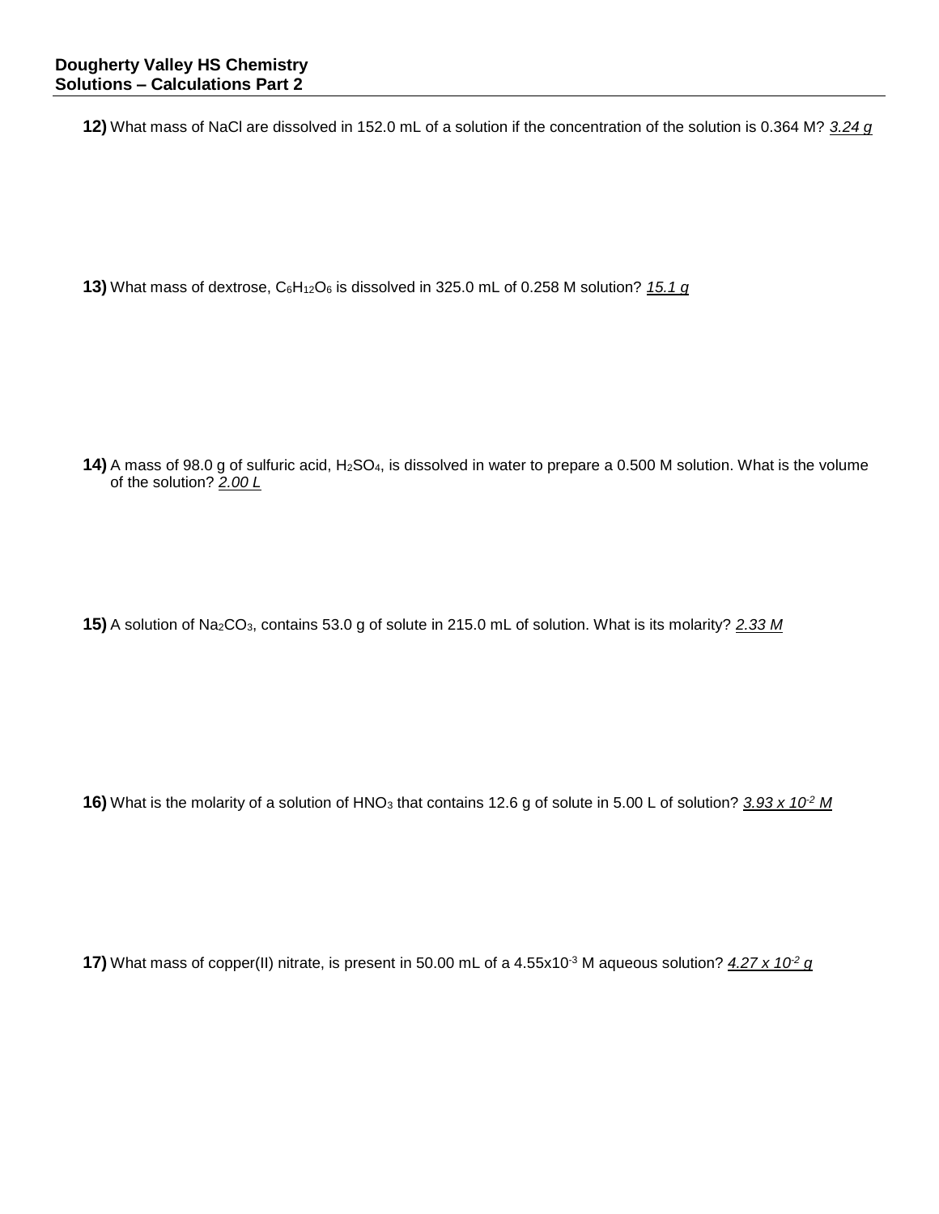**Dougherty Valley HS Chemistry**
**Solutions – Calculations Part 2**

**12)** What mass of NaCl are dissolved in 152.0 mL of a solution if the concentration of the solution is 0.364 M? *3.24 g*

**13)** What mass of dextrose, $C_6H_{12}O_6$ is dissolved in 325.0 mL of 0.258 M solution? *15.1 g*

**14)** A mass of 98.0 g of sulfuric acid, $H_2SO_4$, is dissolved in water to prepare a 0.500 M solution. What is the volume of the solution? *2.00 L*

**15)** A solution of $Na_2CO_3$, contains 53.0 g of solute in 215.0 mL of solution. What is its molarity? *2.33 M*

**16)** What is the molarity of a solution of $HNO_3$ that contains 12.6 g of solute in 5.00 L of solution? *$3.93 \times 10^{-2}$ M*

**17)** What mass of copper(II) nitrate, is present in 50.00 mL of a $4.55 \times 10^{-3}$ M aqueous solution? *$4.27 \times 10^{-2}$ g*